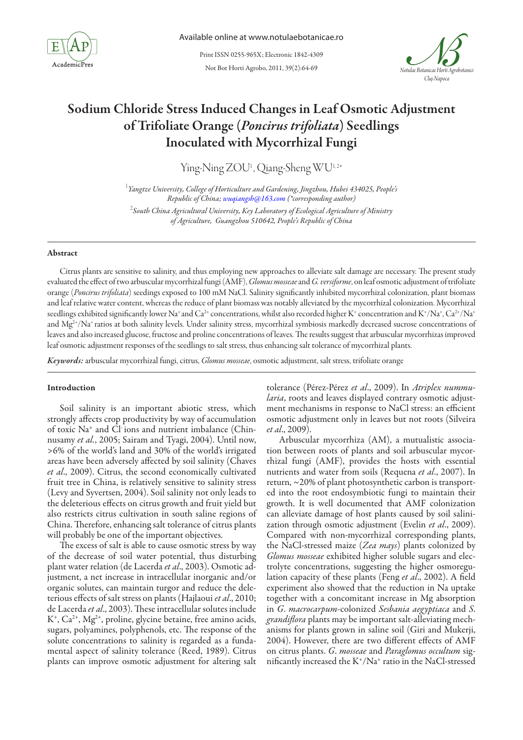# Sodium Chloride Stress Induced Changes in Leaf Osmotic Adjustment of Trifoliate Orange (*Poncirus trifoliata*) Seedlings Inoculated with Mycorrhizal Fungi

Ying-Ning ZOU[1], Qiang-Sheng WU[1,2*]

[1] *Yangtze University, College of Horticulture and Gardening, Jingzhou, Hubei 434025, People's Republic of China; wuqiangsh@163.com (\*corresponding author)*

[2] *South China Agricultural University, Key Laboratory of Ecological Agriculture of Ministry of Agriculture, Guangzhou 510642, People's Republic of China*

## Abstract

Citrus plants are sensitive to salinity, and thus employing new approaches to alleviate salt damage are necessary. The present study evaluated the effect of two arbuscular mycorrhizal fungi (AMF), *Glomus mosseae* and *G. versiforme*, on leaf osmotic adjustment of trifoliate orange (*Poncirus trifoliata*) seedings exposed to 100 mM NaCl. Salinity significantly inhibited mycorrhizal colonization, plant biomass and leaf relative water content, whereas the reduce of plant biomass was notably alleviated by the mycorrhizal colonization. Mycorrhizal seedlings exhibited significantly lower $Na^+$ and $Ca^{2+}$ concentrations, whilst also recorded higher $K^+$ concentration and $K^+/Na^+$, $Ca^{2+}/Na^+$ and $Mg^{2+}/Na^+$ ratios at both salinity levels. Under salinity stress, mycorrhizal symbiosis markedly decreased sucrose concentrations of leaves and also increased glucose, fructose and proline concentrations of leaves. The results suggest that arbuscular mycorrhizas improved leaf osmotic adjustment responses of the seedlings to salt stress, thus enhancing salt tolerance of mycorrhizal plants.

***Keywords:*** arbuscular mycorrhizal fungi, citrus, *Glomus mosseae*, osmotic adjustment, salt stress, trifoliate orange

## Introduction

Soil salinity is an important abiotic stress, which strongly affects crop productivity by way of accumulation of toxic $Na^+$ and $Cl^-$ ions and nutrient imbalance (Chinnusamy *et al.*, 2005; Sairam and Tyagi, 2004). Until now, >6% of the world's land and 30% of the world's irrigated areas have been adversely affected by soil salinity (Chaves *et al*., 2009). Citrus, the second economically cultivated fruit tree in China, is relatively sensitive to salinity stress (Levy and Syvertsen, 2004). Soil salinity not only leads to the deleterious effects on citrus growth and fruit yield but also restricts citrus cultivation in south saline regions of China. Therefore, enhancing salt tolerance of citrus plants will probably be one of the important objectives.

The excess of salt is able to cause osmotic stress by way of the decrease of soil water potential, thus disturbing plant water relation (de Lacerda *et al*., 2003). Osmotic adjustment, a net increase in intracellular inorganic and/or organic solutes, can maintain turgor and reduce the deleterious effects of salt stress on plants (Hajlaoui *et al*., 2010; de Lacerda *et al*., 2003). These intracellular solutes include $K^+$, $Ca^{2+}$, $Mg^{2+}$, proline, glycine betaine, free amino acids, sugars, polyamines, polyphenols, etc. The response of the solute concentrations to salinity is regarded as a fundamental aspect of salinity tolerance (Reed, 1989). Citrus plants can improve osmotic adjustment for altering salt tolerance (Pérez-Pérez *et al*., 2009). In *Atriplex nummularia*, roots and leaves displayed contrary osmotic adjustment mechanisms in response to NaCl stress: an efficient osmotic adjustment only in leaves but not roots (Silveira *et al*., 2009).

Arbuscular mycorrhiza (AM), a mutualistic association between roots of plants and soil arbuscular mycorrhizal fungi (AMF), provides the hosts with essential nutrients and water from soils (Requena *et al*., 2007). In return, ~20% of plant photosynthetic carbon is transported into the root endosymbiotic fungi to maintain their growth. It is well documented that AMF colonization can alleviate damage of host plants caused by soil salinization through osmotic adjustment (Evelin *et al*., 2009). Compared with non-mycorrhizal corresponding plants, the NaCl-stressed maize (*Zea mays*) plants colonized by *Glomus mosseae* exhibited higher soluble sugars and electrolyte concentrations, suggesting the higher osmoregulation capacity of these plants (Feng *et al*., 2002). A field experiment also showed that the reduction in Na uptake together with a concomitant increase in Mg absorption in *G. macrocarpum*-colonized *Sesbania aegyptiaca* and *S. grandiflora* plants may be important salt-alleviating mechanisms for plants grown in saline soil (Giri and Mukerji, 2004). However, there are two different effects of AMF on citrus plants. *G. mosseae* and *Paraglomus occultum* significantly increased the $K^+/Na^+$ ratio in the NaCl-stressed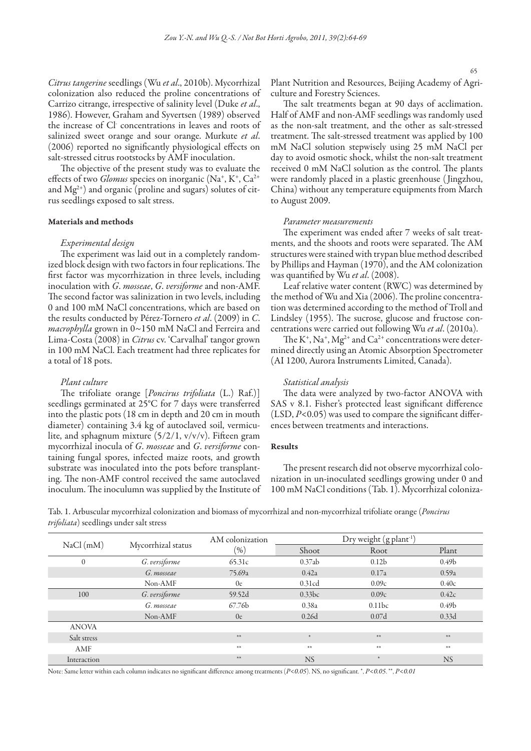*Citrus tangerine* seedlings (Wu *et al*., 2010b). Mycorrhizal colonization also reduced the proline concentrations of Carrizo citrange, irrespective of salinity level (Duke *et al*., 1986). However, Graham and Syvertsen (1989) observed the increase of $Cl^-$ concentrations in leaves and roots of salinized sweet orange and sour orange. Murkute *et al*. (2006) reported no significantly physiological effects on salt-stressed citrus rootstocks by AMF inoculation.

The objective of the present study was to evaluate the effects of two *Glomus* species on inorganic ($Na^+$, $K^+$, $Ca^{2+}$ and $Mg^{2+}$) and organic (proline and sugars) solutes of citrus seedlings exposed to salt stress.

## Materials and methods

### *Experimental design*

The experiment was laid out in a completely randomized block design with two factors in four replications. The first factor was mycorrhization in three levels, including inoculation with *G. mosseae*, *G. versiforme* and non-AMF. The second factor was salinization in two levels, including 0 and 100 mM NaCl concentrations, which are based on the results conducted by Pérez-Tornero *et al*. (2009) in *C. macrophylla* grown in 0~150 mM NaCl and Ferreira and Lima-Costa (2008) in *Citrus* cv. 'Carvalhal' tangor grown in 100 mM NaCl. Each treatment had three replicates for a total of 18 pots.

### *Plant culture*

The trifoliate orange [*Poncirus trifoliata* (L.) Raf.)] seedlings germinated at 25°C for 7 days were transferred into the plastic pots (18 cm in depth and 20 cm in mouth diameter) containing 3.4 kg of autoclaved soil, vermiculite, and sphagnum mixture (5/2/1, v/v/v). Fifteen gram mycorrhizal inocula of *G. mosseae* and *G. versiforme* containing fungal spores, infected maize roots, and growth substrate was inoculated into the pots before transplanting. The non-AMF control received the same autoclaved inoculum. The inoculumn was supplied by the Institute of Plant Nutrition and Resources, Beijing Academy of Agriculture and Forestry Sciences.

The salt treatments began at 90 days of acclimation. Half of AMF and non-AMF seedlings was randomly used as the non-salt treatment, and the other as salt-stressed treatment. The salt-stressed treatment was applied by 100 mM NaCl solution stepwisely using 25 mM NaCl per day to avoid osmotic shock, whilst the non-salt treatment received 0 mM NaCl solution as the control. The plants were randomly placed in a plastic greenhouse (Jingzhou, China) without any temperature equipments from March to August 2009.

### *Parameter measurements*

The experiment was ended after 7 weeks of salt treatments, and the shoots and roots were separated. The AM structures were stained with trypan blue method described by Phillips and Hayman (1970), and the AM colonization was quantified by Wu *et al*. (2008).

Leaf relative water content (RWC) was determined by the method of Wu and Xia (2006). The proline concentration was determined according to the method of Troll and Lindsley (1955). The sucrose, glucose and fructose concentrations were carried out following Wu *et al*. (2010a).

The $K^+$, $Na^+$, $Mg^{2+}$ and $Ca^{2+}$ concentrations were determined directly using an Atomic Absorption Spectrometer (AI 1200, Aurora Instruments Limited, Canada).

### *Statistical analysis*

The data were analyzed by two-factor ANOVA with SAS v 8.1. Fisher's protected least significant difference (LSD, $P<0.05$) was used to compare the significant differences between treatments and interactions.

## Results

The present research did not observe mycorrhizal colonization in un-inoculated seedlings growing under 0 and 100 mM NaCl conditions (Tab. 1). Mycorrhizal coloniza-

Tab. 1. Arbuscular mycorrhizal colonization and biomass of mycorrhizal and non-mycorrhizal trifoliate orange (*Poncirus trifoliata*) seedlings under salt stress

| NaCl (mM) | Mycorrhizal status | AM colonization (%) | Dry weight (g plant$^{-1}$) | | |
|---|---|---|---|---|---|
| | | | Shoot | Root | Plant |
| 0 | *G. versiforme* | 65.31c | 0.37ab | 0.12b | 0.49b |
| | *G. mosseae* | 75.69a | 0.42a | 0.17a | 0.59a |
| | Non-AMF | 0e | 0.31cd | 0.09c | 0.40c |
| 100 | *G. versiforme* | 59.52d | 0.33bc | 0.09c | 0.42c |
| | *G. mosseae* | 67.76b | 0.38a | 0.11bc | 0.49b |
| | Non-AMF | 0e | 0.26d | 0.07d | 0.33d |
| ANOVA | | | | | |
| Salt stress | | ** | * | ** | ** |
| AMF | | ** | ** | ** | ** |
| Interaction | | ** | NS | * | NS |

Note: Same letter within each column indicates no significant difference among treatments ($P<0.05$). NS, no significant. *, $P<0.05$. **, $P<0.01$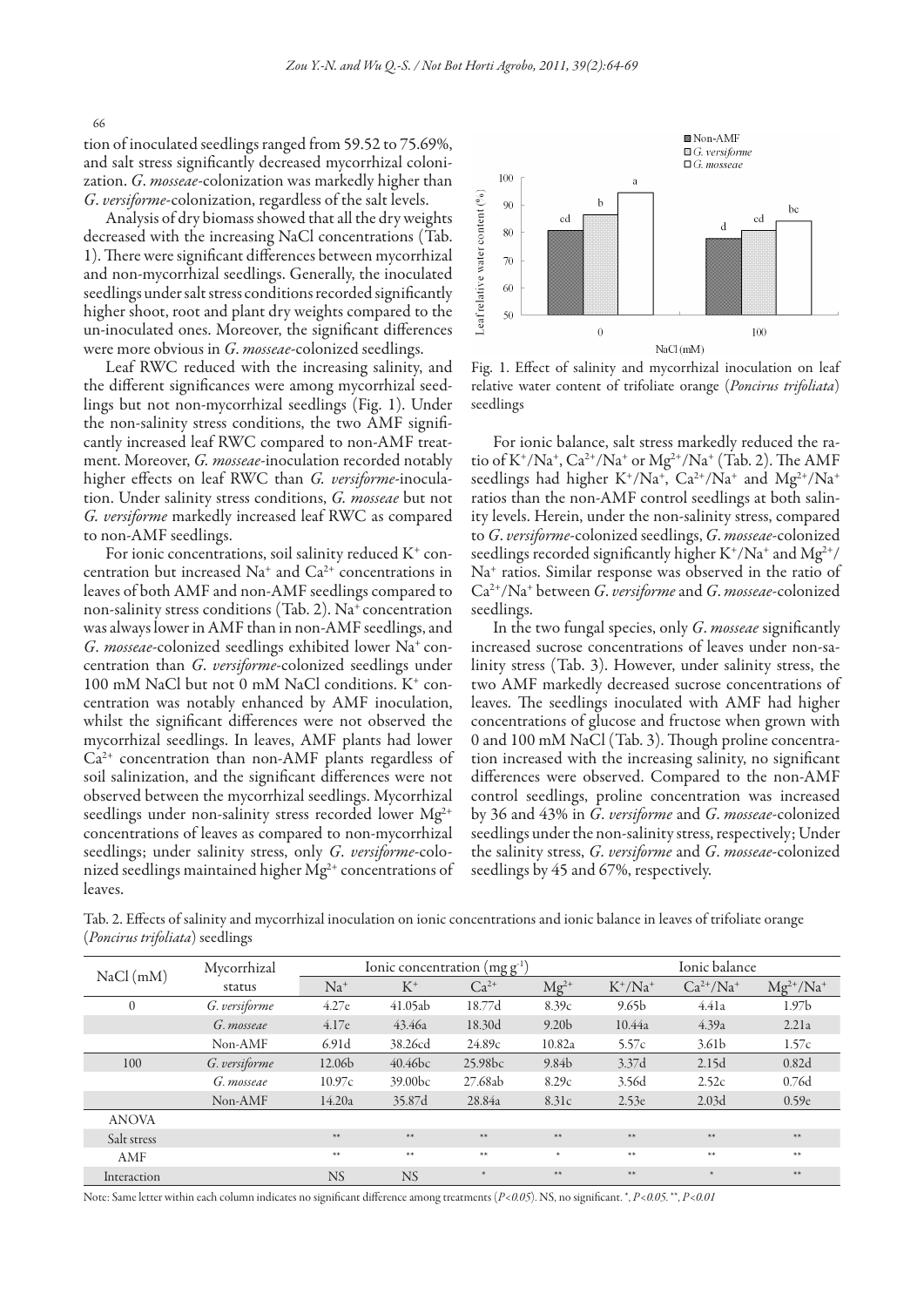tion of inoculated seedlings ranged from 59.52 to 75.69%, and salt stress significantly decreased mycorrhizal colonization. *G. mosseae*-colonization was markedly higher than *G. versiforme*-colonization, regardless of the salt levels.

Analysis of dry biomass showed that all the dry weights decreased with the increasing NaCl concentrations (Tab. 1). There were significant differences between mycorrhizal and non-mycorrhizal seedlings. Generally, the inoculated seedlings under salt stress conditions recorded significantly higher shoot, root and plant dry weights compared to the un-inoculated ones. Moreover, the significant differences were more obvious in *G. mosseae*-colonized seedlings.

Leaf RWC reduced with the increasing salinity, and the different significances were among mycorrhizal seedlings but not non-mycorrhizal seedlings (Fig. 1). Under the non-salinity stress conditions, the two AMF significantly increased leaf RWC compared to non-AMF treatment. Moreover, *G. mosseae*-inoculation recorded notably higher effects on leaf RWC than *G. versiforme*-inoculation. Under salinity stress conditions, *G. mosseae* but not *G. versiforme* markedly increased leaf RWC as compared to non-AMF seedlings.

For ionic concentrations, soil salinity reduced $K^+$ concentration but increased $Na^+$ and $Ca^{2+}$ concentrations in leaves of both AMF and non-AMF seedlings compared to non-salinity stress conditions (Tab. 2). $Na^+$ concentration was always lower in AMF than in non-AMF seedlings, and *G. mosseae*-colonized seedlings exhibited lower $Na^+$ concentration than *G. versiforme*-colonized seedlings under 100 mM NaCl but not 0 mM NaCl conditions. $K^+$ concentration was notably enhanced by AMF inoculation, whilst the significant differences were not observed the mycorrhizal seedlings. In leaves, AMF plants had lower $Ca^{2+}$ concentration than non-AMF plants regardless of soil salinization, and the significant differences were not observed between the mycorrhizal seedlings. Mycorrhizal seedlings under non-salinity stress recorded lower $Mg^{2+}$ concentrations of leaves as compared to non-mycorrhizal seedlings; under salinity stress, only *G. versiforme*-colonized seedlings maintained higher $Mg^{2+}$ concentrations of leaves.

Fig. 1. Effect of salinity and mycorrhizal inoculation on leaf relative water content of trifoliate orange (*Poncirus trifoliata*) seedlings

For ionic balance, salt stress markedly reduced the ratio of $K^+/Na^+$, $Ca^{2+}/Na^+$ or $Mg^{2+}/Na^+$ (Tab. 2). The AMF seedlings had higher $K^+/Na^+$, $Ca^{2+}/Na^+$ and $Mg^{2+}/Na^+$ ratios than the non-AMF control seedlings at both salinity levels. Herein, under the non-salinity stress, compared to *G. versiforme*-colonized seedlings, *G. mosseae*-colonized seedlings recorded significantly higher $K^+/Na^+$ and $Mg^{2+}/Na^+$ ratios. Similar response was observed in the ratio of $Ca^{2+}/Na^+$ between *G. versiforme* and *G. mosseae*-colonized seedlings.

In the two fungal species, only *G. mosseae* significantly increased sucrose concentrations of leaves under non-salinity stress (Tab. 3). However, under salinity stress, the two AMF markedly decreased sucrose concentrations of leaves. The seedlings inoculated with AMF had higher concentrations of glucose and fructose when grown with 0 and 100 mM NaCl (Tab. 3). Though proline concentration increased with the increasing salinity, no significant differences were observed. Compared to the non-AMF control seedlings, proline concentration was increased by 36 and 43% in *G. versiforme* and *G. mosseae*-colonized seedlings under the non-salinity stress, respectively; Under the salinity stress, *G. versiforme* and *G. mosseae*-colonized seedlings by 45 and 67%, respectively.

Tab. 2. Effects of salinity and mycorrhizal inoculation on ionic concentrations and ionic balance in leaves of trifoliate orange (*Poncirus trifoliata*) seedlings

| NaCl (mM) | Mycorrhizal status | Ionic concentration ($mg\ g^{-1}$) | | | | Ionic balance | | |
|---|---|---|---|---|---|---|---|---|
| | | $Na^+$ | $K^+$ | $Ca^{2+}$ | $Mg^{2+}$ | $K^+/Na^+$ | $Ca^{2+}/Na^+$ | $Mg^{2+}/Na^+$ |
| 0 | *G. versiforme* | 4.27e | 41.05ab | 18.77d | 8.39c | 9.65b | 4.41a | 1.97b |
| | *G. mosseae* | 4.17e | 43.46a | 18.30d | 9.20b | 10.44a | 4.39a | 2.21a |
| | Non-AMF | 6.91d | 38.26cd | 24.89c | 10.82a | 5.57c | 3.61b | 1.57c |
| 100 | *G. versiforme* | 12.06b | 40.46bc | 25.98bc | 9.84b | 3.37d | 2.15d | 0.82d |
| | *G. mosseae* | 10.97c | 39.00bc | 27.68ab | 8.29c | 3.56d | 2.52c | 0.76d |
| | Non-AMF | 14.20a | 35.87d | 28.84a | 8.31c | 2.53e | 2.03d | 0.59e |
| ANOVA | | | | | | | | |
| Salt stress | | ** | ** | ** | ** | ** | ** | ** |
| AMF | | ** | ** | ** | * | ** | ** | ** |
| Interaction | | NS | NS | * | ** | ** | * | ** |

Note: Same letter within each column indicates no significant difference among treatments ($P<0.05$). NS, no significant. *, $P<0.05$. **, $P<0.01$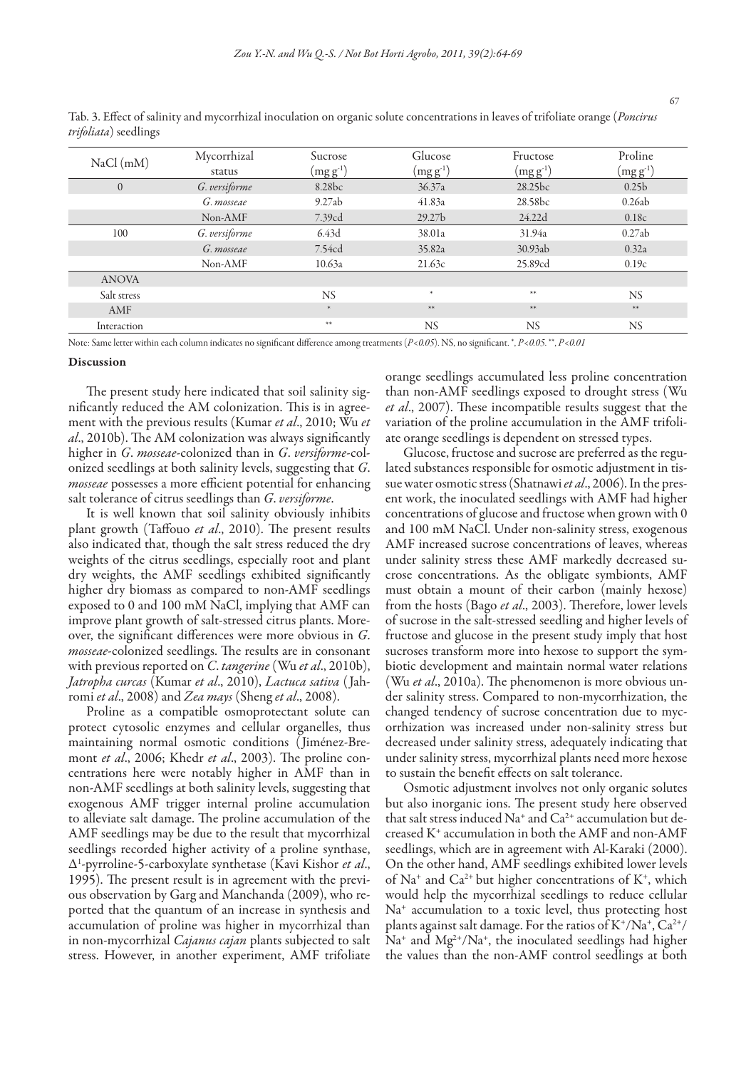Tab. 3. Effect of salinity and mycorrhizal inoculation on organic solute concentrations in leaves of trifoliate orange (*Poncirus trifoliata*) seedlings

| NaCl (mM) | Mycorrhizal status | Sucrose ($mg\ g^{-1}$) | Glucose ($mg\ g^{-1}$) | Fructose ($mg\ g^{-1}$) | Proline ($mg\ g^{-1}$) |
|---|---|---|---|---|---|
| 0 | *G. versiforme* | 8.28bc | 36.37a | 28.25bc | 0.25b |
| | *G. mosseae* | 9.27ab | 41.83a | 28.58bc | 0.26ab |
| | Non-AMF | 7.39cd | 29.27b | 24.22d | 0.18c |
| 100 | *G. versiforme* | 6.43d | 38.01a | 31.94a | 0.27ab |
| | *G. mosseae* | 7.54cd | 35.82a | 30.93ab | 0.32a |
| | Non-AMF | 10.63a | 21.63c | 25.89cd | 0.19c |
| ANOVA | | | | | |
| Salt stress | | NS | * | ** | NS |
| AMF | | * | ** | ** | ** |
| Interaction | | ** | NS | NS | NS |

Note: Same letter within each column indicates no significant difference among treatments ($P<0.05$). NS, no significant. *, $P<0.05$. **, $P<0.01$

### Discussion

The present study here indicated that soil salinity significantly reduced the AM colonization. This is in agreement with the previous results (Kumar *et al*., 2010; Wu *et al*., 2010b). The AM colonization was always significantly higher in *G. mosseae*-colonized than in *G. versiforme*-colonized seedlings at both salinity levels, suggesting that *G. mosseae* possesses a more efficient potential for enhancing salt tolerance of citrus seedlings than *G. versiforme*.

It is well known that soil salinity obviously inhibits plant growth (Taffouo *et al*., 2010). The present results also indicated that, though the salt stress reduced the dry weights of the citrus seedlings, especially root and plant dry weights, the AMF seedlings exhibited significantly higher dry biomass as compared to non-AMF seedlings exposed to 0 and 100 mM NaCl, implying that AMF can improve plant growth of salt-stressed citrus plants. Moreover, the significant differences were more obvious in *G. mosseae*-colonized seedlings. The results are in consonant with previous reported on *C. tangerine* (Wu *et al*., 2010b), *Jatropha curcas* (Kumar *et al*., 2010), *Lactuca sativa* (Jahromi *et al*., 2008) and *Zea mays* (Sheng *et al*., 2008).

Proline as a compatible osmoprotectant solute can protect cytosolic enzymes and cellular organelles, thus maintaining normal osmotic conditions (Jiménez-Bremont *et al*., 2006; Khedr *et al*., 2003). The proline concentrations here were notably higher in AMF than in non-AMF seedlings at both salinity levels, suggesting that exogenous AMF trigger internal proline accumulation to alleviate salt damage. The proline accumulation of the AMF seedlings may be due to the result that mycorrhizal seedlings recorded higher activity of a proline synthase, $\Delta^1$-pyrroline-5-carboxylate synthetase (Kavi Kishor *et al*., 1995). The present result is in agreement with the previous observation by Garg and Manchanda (2009), who reported that the quantum of an increase in synthesis and accumulation of proline was higher in mycorrhizal than in non-mycorrhizal *Cajanus cajan* plants subjected to salt stress. However, in another experiment, AMF trifoliate orange seedlings accumulated less proline concentration than non-AMF seedlings exposed to drought stress (Wu *et al*., 2007). These incompatible results suggest that the variation of the proline accumulation in the AMF trifoliate orange seedlings is dependent on stressed types.

Glucose, fructose and sucrose are preferred as the regulated substances responsible for osmotic adjustment in tissue water osmotic stress (Shatnawi *et al*., 2006). In the present work, the inoculated seedlings with AMF had higher concentrations of glucose and fructose when grown with 0 and 100 mM NaCl. Under non-salinity stress, exogenous AMF increased sucrose concentrations of leaves, whereas under salinity stress these AMF markedly decreased sucrose concentrations. As the obligate symbionts, AMF must obtain a mount of their carbon (mainly hexose) from the hosts (Bago *et al*., 2003). Therefore, lower levels of sucrose in the salt-stressed seedling and higher levels of fructose and glucose in the present study imply that host sucroses transform more into hexose to support the symbiotic development and maintain normal water relations (Wu *et al*., 2010a). The phenomenon is more obvious under salinity stress. Compared to non-mycorrhization, the changed tendency of sucrose concentration due to mycorrhization was increased under non-salinity stress but decreased under salinity stress, adequately indicating that under salinity stress, mycorrhizal plants need more hexose to sustain the benefit effects on salt tolerance.

Osmotic adjustment involves not only organic solutes but also inorganic ions. The present study here observed that salt stress induced $Na^+$ and $Ca^{2+}$ accumulation but decreased $K^+$ accumulation in both the AMF and non-AMF seedlings, which are in agreement with Al-Karaki (2000). On the other hand, AMF seedlings exhibited lower levels of $Na^+$ and $Ca^{2+}$ but higher concentrations of $K^+$, which would help the mycorrhizal seedlings to reduce cellular $Na^+$ accumulation to a toxic level, thus protecting host plants against salt damage. For the ratios of $K^+/Na^+$, $Ca^{2+}/Na^+$ and $Mg^{2+}/Na^+$, the inoculated seedlings had higher the values than the non-AMF control seedlings at both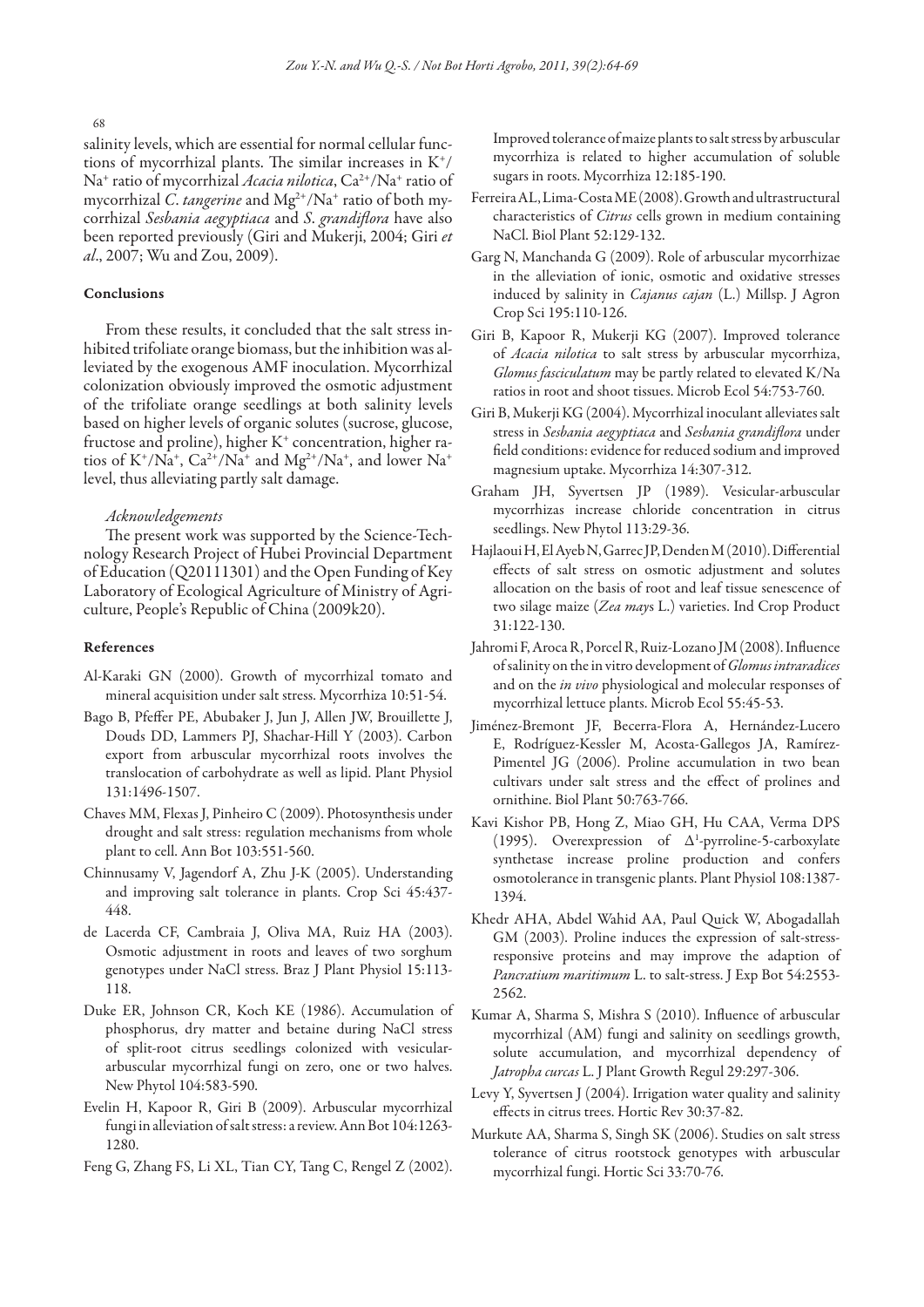salinity levels, which are essential for normal cellular functions of mycorrhizal plants. The similar increases in $K^+/Na^+$ ratio of mycorrhizal *Acacia nilotica*, $Ca^{2+}/Na^+$ ratio of mycorrhizal *C. tangerine* and $Mg^{2+}/Na^+$ ratio of both mycorrhizal *Sesbania aegyptiaca* and *S. grandiflora* have also been reported previously (Giri and Mukerji, 2004; Giri *et al*., 2007; Wu and Zou, 2009).

## Conclusions

From these results, it concluded that the salt stress inhibited trifoliate orange biomass, but the inhibition was alleviated by the exogenous AMF inoculation. Mycorrhizal colonization obviously improved the osmotic adjustment of the trifoliate orange seedlings at both salinity levels based on higher levels of organic solutes (sucrose, glucose, fructose and proline), higher $K^+$ concentration, higher ratios of $K^+/Na^+$, $Ca^{2+}/Na^+$ and $Mg^{2+}/Na^+$, and lower $Na^+$ level, thus alleviating partly salt damage.

### *Acknowledgements*

The present work was supported by the Science-Technology Research Project of Hubei Provincial Department of Education (Q20111301) and the Open Funding of Key Laboratory of Ecological Agriculture of Ministry of Agriculture, People's Republic of China (2009k20).

## References

- Al-Karaki GN (2000). Growth of mycorrhizal tomato and mineral acquisition under salt stress. Mycorrhiza 10:51-54.
- Bago B, Pfeffer PE, Abubaker J, Jun J, Allen JW, Brouillette J, Douds DD, Lammers PJ, Shachar-Hill Y (2003). Carbon export from arbuscular mycorrhizal roots involves the translocation of carbohydrate as well as lipid. Plant Physiol 131:1496-1507.
- Chaves MM, Flexas J, Pinheiro C (2009). Photosynthesis under drought and salt stress: regulation mechanisms from whole plant to cell. Ann Bot 103:551-560.
- Chinnusamy V, Jagendorf A, Zhu J-K (2005). Understanding and improving salt tolerance in plants. Crop Sci 45:437-448.
- de Lacerda CF, Cambraia J, Oliva MA, Ruiz HA (2003). Osmotic adjustment in roots and leaves of two sorghum genotypes under NaCl stress. Braz J Plant Physiol 15:113-118.
- Duke ER, Johnson CR, Koch KE (1986). Accumulation of phosphorus, dry matter and betaine during NaCl stress of split-root citrus seedlings colonized with vesicular-arbuscular mycorrhizal fungi on zero, one or two halves. New Phytol 104:583-590.
- Evelin H, Kapoor R, Giri B (2009). Arbuscular mycorrhizal fungi in alleviation of salt stress: a review. Ann Bot 104:1263-1280.
- Feng G, Zhang FS, Li XL, Tian CY, Tang C, Rengel Z (2002). Improved tolerance of maize plants to salt stress by arbuscular mycorrhiza is related to higher accumulation of soluble sugars in roots. Mycorrhiza 12:185-190.
- Ferreira AL, Lima-Costa ME (2008). Growth and ultrastructural characteristics of *Citrus* cells grown in medium containing NaCl. Biol Plant 52:129-132.
- Garg N, Manchanda G (2009). Role of arbuscular mycorrhizae in the alleviation of ionic, osmotic and oxidative stresses induced by salinity in *Cajanus cajan* (L.) Millsp. J Agron Crop Sci 195:110-126.
- Giri B, Kapoor R, Mukerji KG (2007). Improved tolerance of *Acacia nilotica* to salt stress by arbuscular mycorrhiza, *Glomus fasciculatum* may be partly related to elevated K/Na ratios in root and shoot tissues. Microb Ecol 54:753-760.
- Giri B, Mukerji KG (2004). Mycorrhizal inoculant alleviates salt stress in *Sesbania aegyptiaca* and *Sesbania grandiflora* under field conditions: evidence for reduced sodium and improved magnesium uptake. Mycorrhiza 14:307-312.
- Graham JH, Syvertsen JP (1989). Vesicular-arbuscular mycorrhizas increase chloride concentration in citrus seedlings. New Phytol 113:29-36.
- Hajlaoui H, El Ayeb N, Garrec JP, Denden M (2010). Differential effects of salt stress on osmotic adjustment and solutes allocation on the basis of root and leaf tissue senescence of two silage maize (*Zea mays* L.) varieties. Ind Crop Product 31:122-130.
- Jahromi F, Aroca R, Porcel R, Ruiz-Lozano JM (2008). Influence of salinity on the in vitro development of *Glomus intraradices* and on the *in vivo* physiological and molecular responses of mycorrhizal lettuce plants. Microb Ecol 55:45-53.
- Jiménez-Bremont JF, Becerra-Flora A, Hernández-Lucero E, Rodríguez-Kessler M, Acosta-Gallegos JA, Ramírez-Pimentel JG (2006). Proline accumulation in two bean cultivars under salt stress and the effect of prolines and ornithine. Biol Plant 50:763-766.
- Kavi Kishor PB, Hong Z, Miao GH, Hu CAA, Verma DPS (1995). Overexpression of $\Delta^1$-pyrroline-5-carboxylate synthetase increase proline production and confers osmotolerance in transgenic plants. Plant Physiol 108:1387-1394.
- Khedr AHA, Abdel Wahid AA, Paul Quick W, Abogadallah GM (2003). Proline induces the expression of salt-stress-responsive proteins and may improve the adaption of *Pancratium maritimum* L. to salt-stress. J Exp Bot 54:2553-2562.
- Kumar A, Sharma S, Mishra S (2010). Influence of arbuscular mycorrhizal (AM) fungi and salinity on seedlings growth, solute accumulation, and mycorrhizal dependency of *Jatropha curcas* L. J Plant Growth Regul 29:297-306.
- Levy Y, Syvertsen J (2004). Irrigation water quality and salinity effects in citrus trees. Hortic Rev 30:37-82.
- Murkute AA, Sharma S, Singh SK (2006). Studies on salt stress tolerance of citrus rootstock genotypes with arbuscular mycorrhizal fungi. Hortic Sci 33:70-76.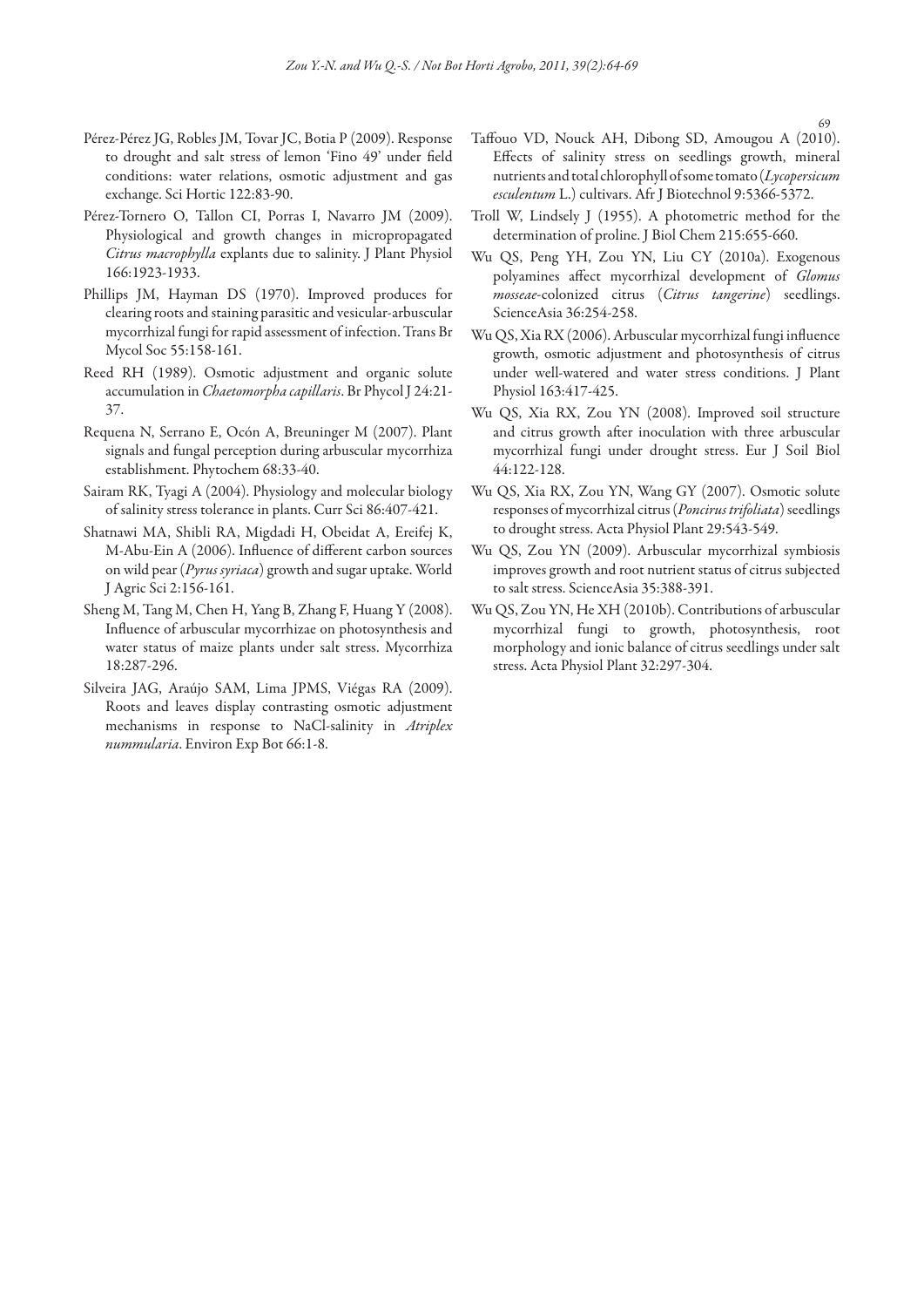Pérez-Pérez JG, Robles JM, Tovar JC, Botia P (2009). Response to drought and salt stress of lemon 'Fino 49' under field conditions: water relations, osmotic adjustment and gas exchange. Sci Hortic 122:83-90.

Pérez-Tornero O, Tallon CI, Porras I, Navarro JM (2009). Physiological and growth changes in micropropagated *Citrus macrophylla* explants due to salinity. J Plant Physiol 166:1923-1933.

Phillips JM, Hayman DS (1970). Improved produces for clearing roots and staining parasitic and vesicular-arbuscular mycorrhizal fungi for rapid assessment of infection. Trans Br Mycol Soc 55:158-161.

Reed RH (1989). Osmotic adjustment and organic solute accumulation in *Chaetomorpha capillaris*. Br Phycol J 24:21-37.

Requena N, Serrano E, Ocón A, Breuninger M (2007). Plant signals and fungal perception during arbuscular mycorrhiza establishment. Phytochem 68:33-40.

Sairam RK, Tyagi A (2004). Physiology and molecular biology of salinity stress tolerance in plants. Curr Sci 86:407-421.

Shatnawi MA, Shibli RA, Migdadi H, Obeidat A, Ereifej K, M-Abu-Ein A (2006). Influence of different carbon sources on wild pear (*Pyrus syriaca*) growth and sugar uptake. World J Agric Sci 2:156-161.

Sheng M, Tang M, Chen H, Yang B, Zhang F, Huang Y (2008). Influence of arbuscular mycorrhizae on photosynthesis and water status of maize plants under salt stress. Mycorrhiza 18:287-296.

Silveira JAG, Araújo SAM, Lima JPMS, Viégas RA (2009). Roots and leaves display contrasting osmotic adjustment mechanisms in response to NaCl-salinity in *Atriplex nummularia*. Environ Exp Bot 66:1-8.

Taffouo VD, Nouck AH, Dibong SD, Amougou A (2010). Effects of salinity stress on seedlings growth, mineral nutrients and total chlorophyll of some tomato (*Lycopersicum esculentum* L.) cultivars. Afr J Biotechnol 9:5366-5372.

Troll W, Lindsely J (1955). A photometric method for the determination of proline. J Biol Chem 215:655-660.

Wu QS, Peng YH, Zou YN, Liu CY (2010a). Exogenous polyamines affect mycorrhizal development of *Glomus mosseae*-colonized citrus (*Citrus tangerine*) seedlings. ScienceAsia 36:254-258.

Wu QS, Xia RX (2006). Arbuscular mycorrhizal fungi influence growth, osmotic adjustment and photosynthesis of citrus under well-watered and water stress conditions. J Plant Physiol 163:417-425.

Wu QS, Xia RX, Zou YN (2008). Improved soil structure and citrus growth after inoculation with three arbuscular mycorrhizal fungi under drought stress. Eur J Soil Biol 44:122-128.

Wu QS, Xia RX, Zou YN, Wang GY (2007). Osmotic solute responses of mycorrhizal citrus (*Poncirus trifoliata*) seedlings to drought stress. Acta Physiol Plant 29:543-549.

Wu QS, Zou YN (2009). Arbuscular mycorrhizal symbiosis improves growth and root nutrient status of citrus subjected to salt stress. ScienceAsia 35:388-391.

Wu QS, Zou YN, He XH (2010b). Contributions of arbuscular mycorrhizal fungi to growth, photosynthesis, root morphology and ionic balance of citrus seedlings under salt stress. Acta Physiol Plant 32:297-304.